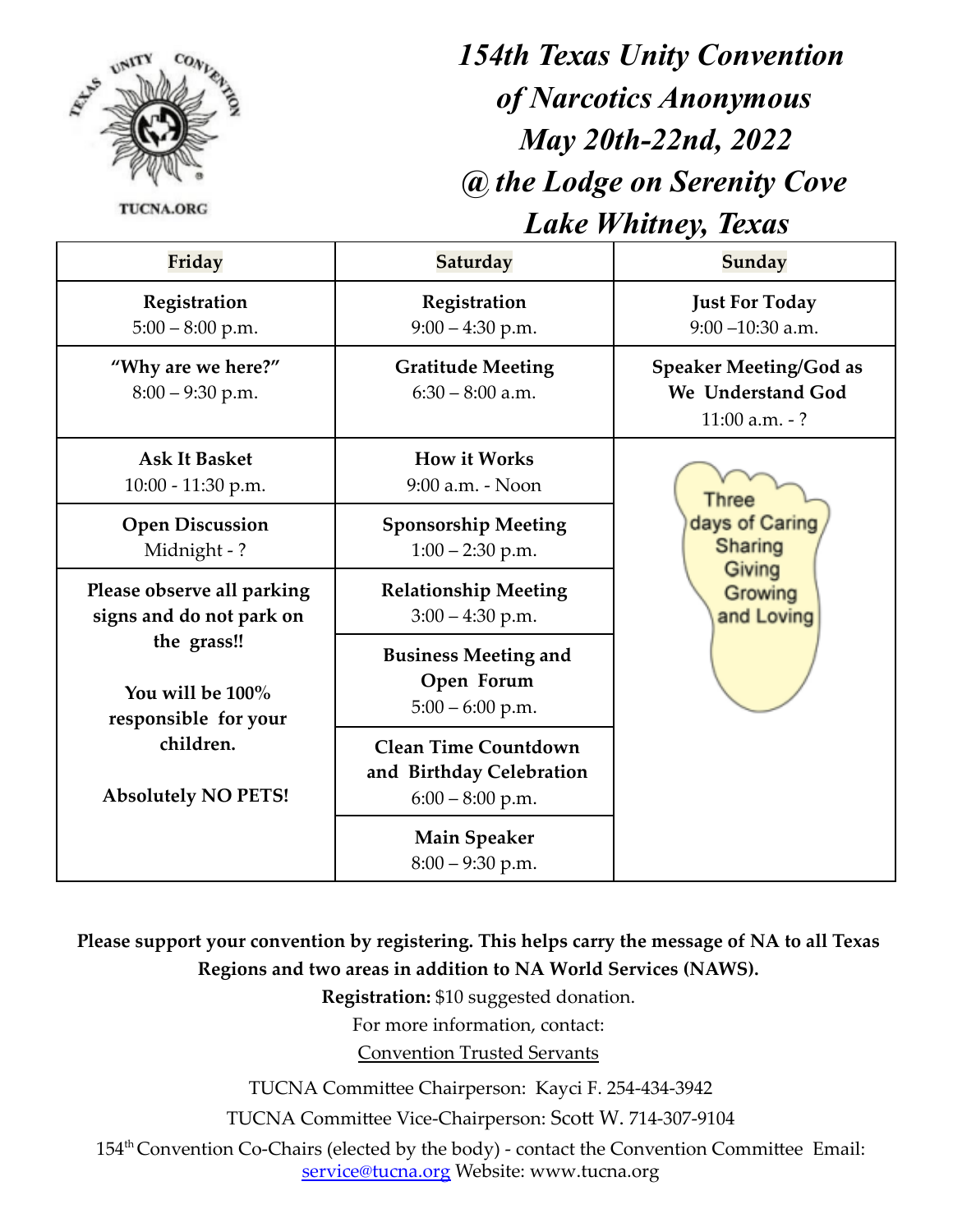TUCNA.ORG

# *154th Texas Unity Convention of Narcotics Anonymous May 20th-22nd, 2022 @ the Lodge on Serenity Cove Lake Whitney, Texas*

| Friday | Saturday | Sunday |
|---|---|---|
| **Registration** 5:00 – 8:00 p.m. | **Registration** 9:00 – 4:30 p.m. | **Just For Today** 9:00 –10:30 a.m. |
| **"Why are we here?"** 8:00 – 9:30 p.m. | **Gratitude Meeting** 6:30 – 8:00 a.m. | **Speaker Meeting/God as We Understand God** 11:00 a.m. - ? |
| **Ask It Basket** 10:00 - 11:30 p.m. | **How it Works** 9:00 a.m. - Noon | Three days of Caring Sharing Giving Growing and Loving |
| **Open Discussion** Midnight - ? | **Sponsorship Meeting** 1:00 – 2:30 p.m. | |
| **Please observe all parking signs and do not park on the grass!!** **You will be 100% responsible for your children.** **Absolutely NO PETS!** | **Relationship Meeting** 3:00 – 4:30 p.m. | |
| | **Business Meeting and Open Forum** 5:00 – 6:00 p.m. | |
| | **Clean Time Countdown and Birthday Celebration** 6:00 – 8:00 p.m. | |
| | **Main Speaker** 8:00 – 9:30 p.m. | |

**Please support your convention by registering. This helps carry the message of NA to all Texas Regions and two areas in addition to NA World Services (NAWS).**

**Registration:** $10 suggested donation.

For more information, contact:

Convention Trusted Servants

TUCNA Committee Chairperson: Kayci F. 254-434-3942

TUCNA Committee Vice-Chairperson: Scott W. 714-307-9104

154th Convention Co-Chairs (elected by the body) - contact the Convention Committee Email: service@tucna.org Website: www.tucna.org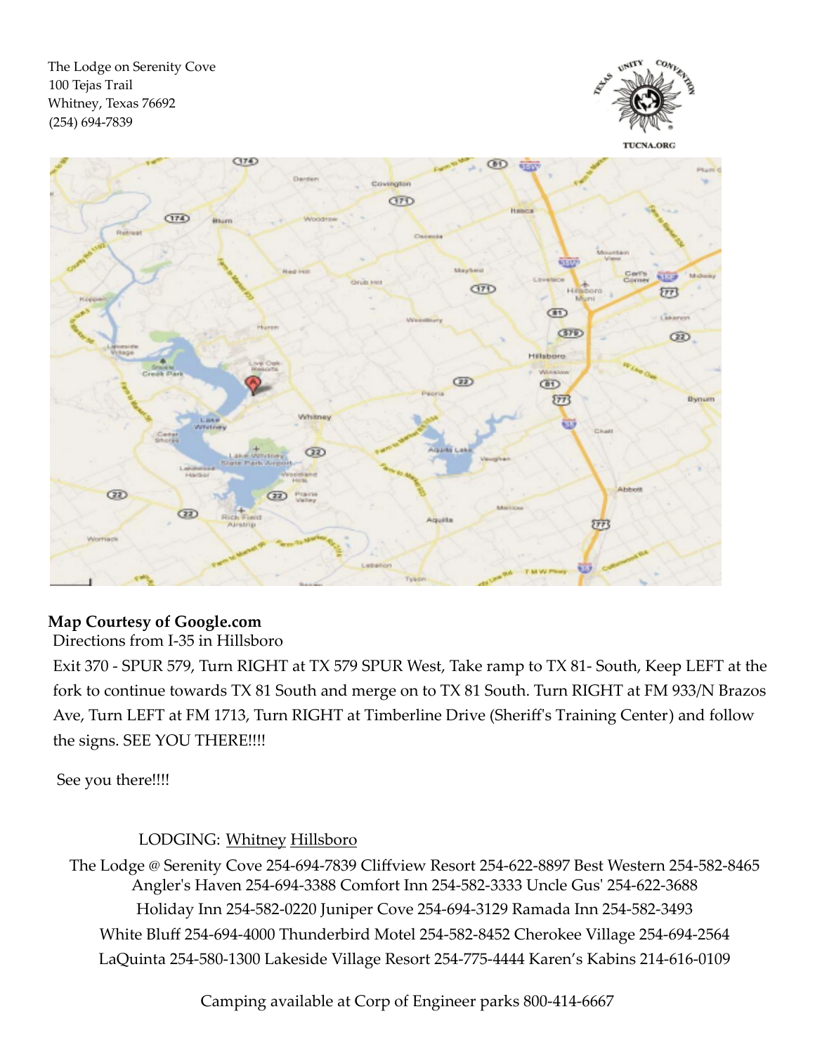The Lodge on Serenity Cove
100 Tejas Trail
Whitney, Texas 76692
(254) 694-7839

TEXAS UNITY CONVENTION

TUCNA.ORG

**Map Courtesy of Google.com**

Directions from I-35 in Hillsboro

Exit 370 - SPUR 579, Turn RIGHT at TX 579 SPUR West, Take ramp to TX 81- South, Keep LEFT at the fork to continue towards TX 81 South and merge on to TX 81 South. Turn RIGHT at FM 933/N Brazos Ave, Turn LEFT at FM 1713, Turn RIGHT at Timberline Drive (Sheriff's Training Center) and follow the signs. SEE YOU THERE!!!!

See you there!!!!

LODGING: Whitney Hillsboro

The Lodge @ Serenity Cove 254-694-7839 Cliffview Resort 254-622-8897 Best Western 254-582-8465
Angler's Haven 254-694-3388 Comfort Inn 254-582-3333 Uncle Gus' 254-622-3688
Holiday Inn 254-582-0220 Juniper Cove 254-694-3129 Ramada Inn 254-582-3493
White Bluff 254-694-4000 Thunderbird Motel 254-582-8452 Cherokee Village 254-694-2564
LaQuinta 254-580-1300 Lakeside Village Resort 254-775-4444 Karen's Kabins 214-616-0109

Camping available at Corp of Engineer parks 800-414-6667